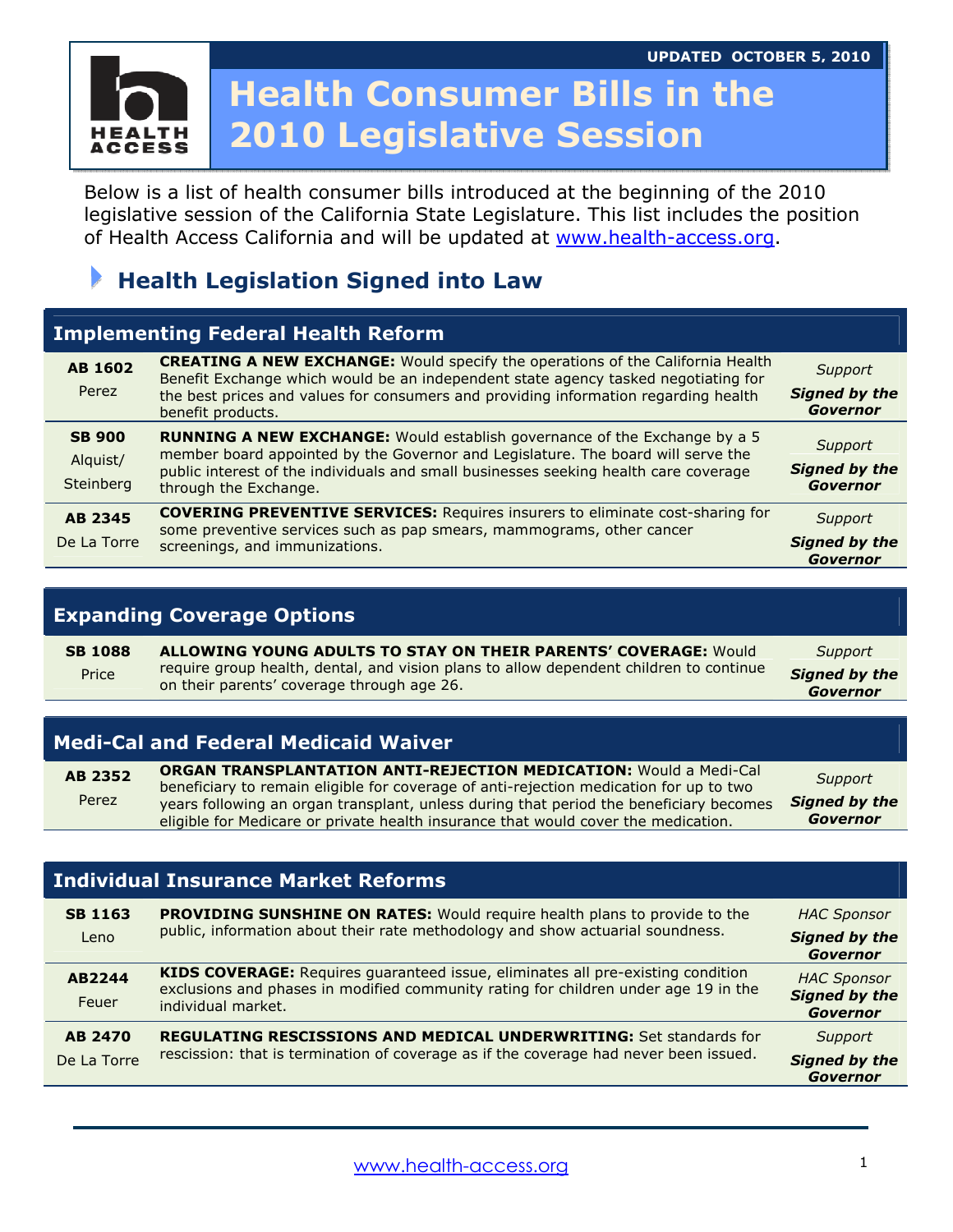UPDATED OCTOBER 5, 2010

# Health Consumer Bills in the 2010 Legislative Session

Below is a list of health consumer bills introduced at the beginning of the 2010 legislative session of the California State Legislature. This list includes the position of Health Access California and will be updated at www.health-access.org.

## Health Legislation Signed into Law

### Implementing Federal Health Reform

| | | |
|---|---|---|
| **AB 1602** Perez | **CREATING A NEW EXCHANGE:** Would specify the operations of the California Health Benefit Exchange which would be an independent state agency tasked negotiating for the best prices and values for consumers and providing information regarding health benefit products. | *Support* ***Signed by the Governor*** |
| **SB 900** Alquist/ Steinberg | **RUNNING A NEW EXCHANGE:** Would establish governance of the Exchange by a 5 member board appointed by the Governor and Legislature. The board will serve the public interest of the individuals and small businesses seeking health care coverage through the Exchange. | *Support* ***Signed by the Governor*** |
| **AB 2345** De La Torre | **COVERING PREVENTIVE SERVICES:** Requires insurers to eliminate cost-sharing for some preventive services such as pap smears, mammograms, other cancer screenings, and immunizations. | *Support* ***Signed by the Governor*** |

### Expanding Coverage Options

| | | |
|---|---|---|
| **SB 1088** Price | **ALLOWING YOUNG ADULTS TO STAY ON THEIR PARENTS' COVERAGE:** Would require group health, dental, and vision plans to allow dependent children to continue on their parents' coverage through age 26. | *Support* ***Signed by the Governor*** |

### Medi-Cal and Federal Medicaid Waiver

| | | |
|---|---|---|
| **AB 2352** Perez | **ORGAN TRANSPLANTATION ANTI-REJECTION MEDICATION:** Would a Medi-Cal beneficiary to remain eligible for coverage of anti-rejection medication for up to two years following an organ transplant, unless during that period the beneficiary becomes eligible for Medicare or private health insurance that would cover the medication. | *Support* ***Signed by the Governor*** |

### Individual Insurance Market Reforms

| | | |
|---|---|---|
| **SB 1163** Leno | **PROVIDING SUNSHINE ON RATES:** Would require health plans to provide to the public, information about their rate methodology and show actuarial soundness. | *HAC Sponsor* ***Signed by the Governor*** |
| **AB2244** Feuer | **KIDS COVERAGE:** Requires guaranteed issue, eliminates all pre-existing condition exclusions and phases in modified community rating for children under age 19 in the individual market. | *HAC Sponsor* ***Signed by the Governor*** |
| **AB 2470** De La Torre | **REGULATING RESCISSIONS AND MEDICAL UNDERWRITING:** Set standards for rescission: that is termination of coverage as if the coverage had never been issued. | *Support* ***Signed by the Governor*** |

www.health-access.org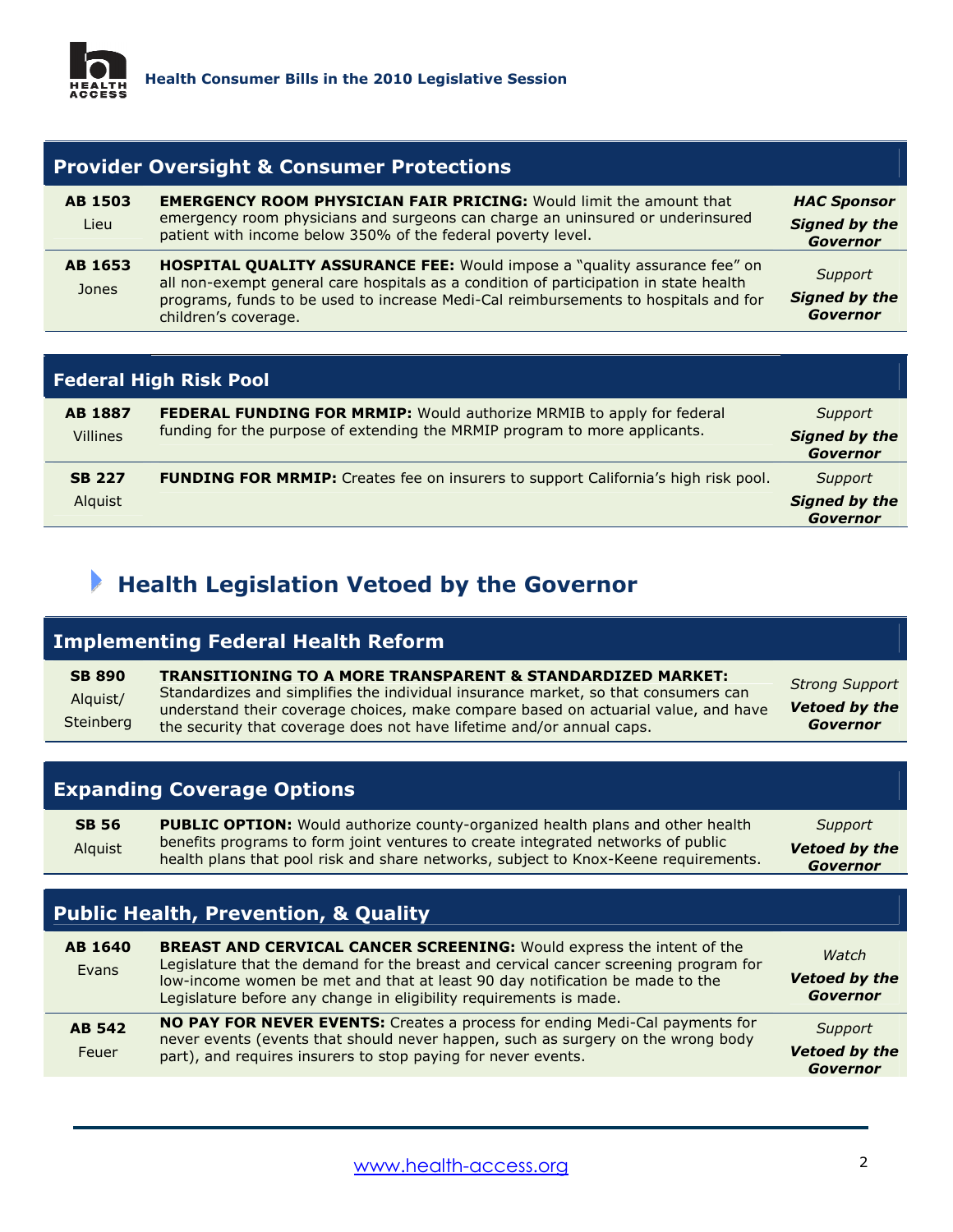## Provider Oversight & Consumer Protections

| | | |
|---|---|---|
| **AB 1503** Lieu | **EMERGENCY ROOM PHYSICIAN FAIR PRICING:** Would limit the amount that emergency room physicians and surgeons can charge an uninsured or underinsured patient with income below 350% of the federal poverty level. | ***HAC Sponsor*** ***Signed by the Governor*** |
| **AB 1653** Jones | **HOSPITAL QUALITY ASSURANCE FEE:** Would impose a "quality assurance fee" on all non-exempt general care hospitals as a condition of participation in state health programs, funds to be used to increase Medi-Cal reimbursements to hospitals and for children's coverage. | *Support* ***Signed by the Governor*** |

## Federal High Risk Pool

| | | |
|---|---|---|
| **AB 1887** Villines | **FEDERAL FUNDING FOR MRMIP:** Would authorize MRMIB to apply for federal funding for the purpose of extending the MRMIP program to more applicants. | *Support* ***Signed by the Governor*** |
| **SB 227** Alquist | **FUNDING FOR MRMIP:** Creates fee on insurers to support California's high risk pool. | *Support* ***Signed by the Governor*** |

# Health Legislation Vetoed by the Governor

## Implementing Federal Health Reform

| | | |
|---|---|---|
| **SB 890** Alquist/ Steinberg | **TRANSITIONING TO A MORE TRANSPARENT & STANDARDIZED MARKET:** Standardizes and simplifies the individual insurance market, so that consumers can understand their coverage choices, make compare based on actuarial value, and have the security that coverage does not have lifetime and/or annual caps. | *Strong Support* ***Vetoed by the Governor*** |

## Expanding Coverage Options

| | | |
|---|---|---|
| **SB 56** Alquist | **PUBLIC OPTION:** Would authorize county-organized health plans and other health benefits programs to form joint ventures to create integrated networks of public health plans that pool risk and share networks, subject to Knox-Keene requirements. | *Support* ***Vetoed by the Governor*** |

## Public Health, Prevention, & Quality

| | | |
|---|---|---|
| **AB 1640** Evans | **BREAST AND CERVICAL CANCER SCREENING:** Would express the intent of the Legislature that the demand for the breast and cervical cancer screening program for low-income women be met and that at least 90 day notification be made to the Legislature before any change in eligibility requirements is made. | *Watch* ***Vetoed by the Governor*** |
| **AB 542** Feuer | **NO PAY FOR NEVER EVENTS:** Creates a process for ending Medi-Cal payments for never events (events that should never happen, such as surgery on the wrong body part), and requires insurers to stop paying for never events. | *Support* ***Vetoed by the Governor*** |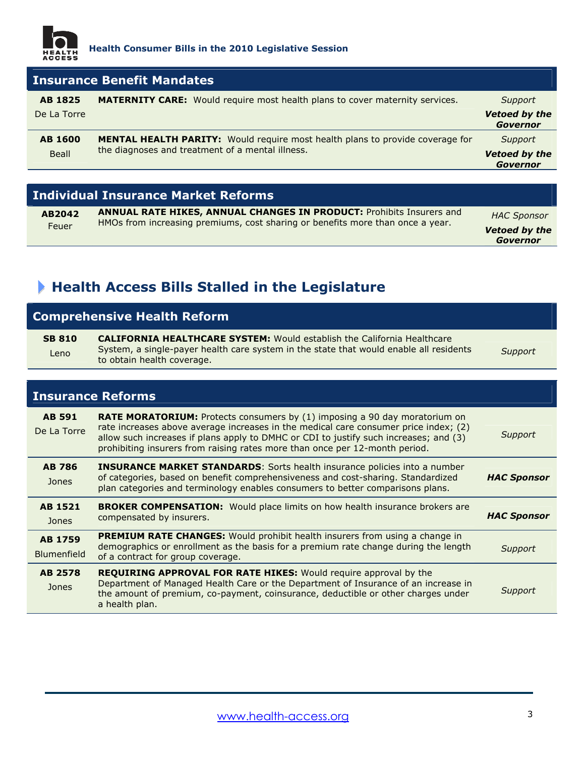## Insurance Benefit Mandates

| | | |
|---|---|---|
| **AB 1825** De La Torre | **MATERNITY CARE:** Would require most health plans to cover maternity services. | *Support* ***Vetoed by the Governor*** |
| **AB 1600** Beall | **MENTAL HEALTH PARITY:** Would require most health plans to provide coverage for the diagnoses and treatment of a mental illness. | *Support* ***Vetoed by the Governor*** |

## Individual Insurance Market Reforms

| | | |
|---|---|---|
| **AB2042** Feuer | **ANNUAL RATE HIKES, ANNUAL CHANGES IN PRODUCT:** Prohibits Insurers and HMOs from increasing premiums, cost sharing or benefits more than once a year. | *HAC Sponsor* ***Vetoed by the Governor*** |

# Health Access Bills Stalled in the Legislature

## Comprehensive Health Reform

| | | |
|---|---|---|
| **SB 810** Leno | **CALIFORNIA HEALTHCARE SYSTEM:** Would establish the California Healthcare System, a single-payer health care system in the state that would enable all residents to obtain health coverage. | *Support* |

## Insurance Reforms

| | | |
|---|---|---|
| **AB 591** De La Torre | **RATE MORATORIUM:** Protects consumers by (1) imposing a 90 day moratorium on rate increases above average increases in the medical care consumer price index; (2) allow such increases if plans apply to DMHC or CDI to justify such increases; and (3) prohibiting insurers from raising rates more than once per 12-month period. | *Support* |
| **AB 786** Jones | **INSURANCE MARKET STANDARDS**: Sorts health insurance policies into a number of categories, based on benefit comprehensiveness and cost-sharing. Standardized plan categories and terminology enables consumers to better comparisons plans. | ***HAC Sponsor*** |
| **AB 1521** Jones | **BROKER COMPENSATION:** Would place limits on how health insurance brokers are compensated by insurers. | ***HAC Sponsor*** |
| **AB 1759** Blumenfield | **PREMIUM RATE CHANGES:** Would prohibit health insurers from using a change in demographics or enrollment as the basis for a premium rate change during the length of a contract for group coverage. | *Support* |
| **AB 2578** Jones | **REQUIRING APPROVAL FOR RATE HIKES:** Would require approval by the Department of Managed Health Care or the Department of Insurance of an increase in the amount of premium, co-payment, coinsurance, deductible or other charges under a health plan. | *Support* |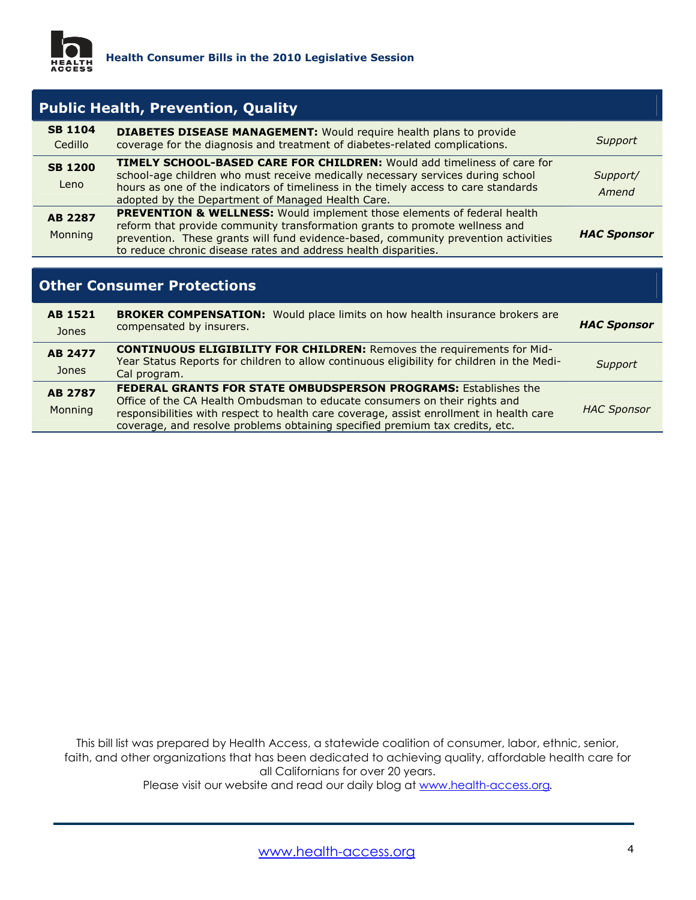## Public Health, Prevention, Quality

| | | |
|---|---|---|
| **SB 1104** Cedillo | **DIABETES DISEASE MANAGEMENT:** Would require health plans to provide coverage for the diagnosis and treatment of diabetes-related complications. | *Support* |
| **SB 1200** Leno | **TIMELY SCHOOL-BASED CARE FOR CHILDREN:** Would add timeliness of care for school-age children who must receive medically necessary services during school hours as one of the indicators of timeliness in the timely access to care standards adopted by the Department of Managed Health Care. | *Support/ Amend* |
| **AB 2287** Monning | **PREVENTION & WELLNESS:** Would implement those elements of federal health reform that provide community transformation grants to promote wellness and prevention. These grants will fund evidence-based, community prevention activities to reduce chronic disease rates and address health disparities. | ***HAC Sponsor*** |

## Other Consumer Protections

| | | |
|---|---|---|
| **AB 1521** Jones | **BROKER COMPENSATION:** Would place limits on how health insurance brokers are compensated by insurers. | ***HAC Sponsor*** |
| **AB 2477** Jones | **CONTINUOUS ELIGIBILITY FOR CHILDREN:** Removes the requirements for Mid-Year Status Reports for children to allow continuous eligibility for children in the Medi-Cal program. | *Support* |
| **AB 2787** Monning | **FEDERAL GRANTS FOR STATE OMBUDSPERSON PROGRAMS:** Establishes the Office of the CA Health Ombudsman to educate consumers on their rights and responsibilities with respect to health care coverage, assist enrollment in health care coverage, and resolve problems obtaining specified premium tax credits, etc. | *HAC Sponsor* |

This bill list was prepared by Health Access, a statewide coalition of consumer, labor, ethnic, senior, faith, and other organizations that has been dedicated to achieving quality, affordable health care for all Californians for over 20 years.
Please visit our website and read our daily blog at www.health-access.org.